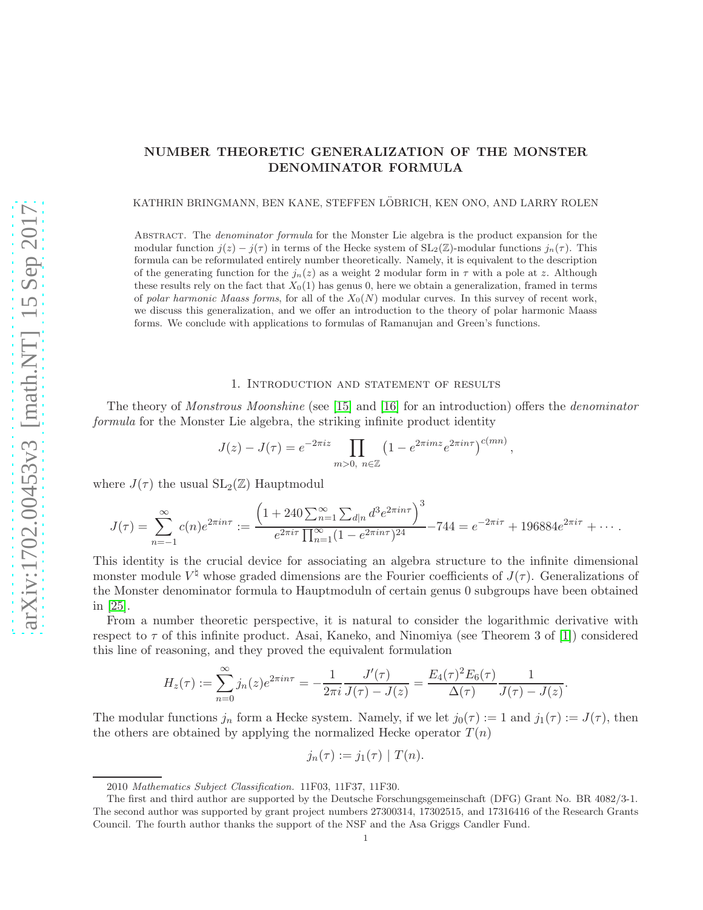# NUMBER THEORETIC GENERALIZATION OF THE MONSTER DENOMINATOR FORMULA

KATHRIN BRINGMANN, BEN KANE, STEFFEN LÖBRICH, KEN ONO, AND LARRY ROLEN

Abstract. The *denominator formula* for the Monster Lie algebra is the product expansion for the modular function $j(z) - j(\tau)$ in terms of the Hecke system of $\mathrm{SL}_2(\mathbb{Z})$-modular functions $j_n(\tau)$. This formula can be reformulated entirely number theoretically. Namely, it is equivalent to the description of the generating function for the $j_n(z)$ as a weight 2 modular form in $\tau$ with a pole at $z$. Although these results rely on the fact that $X_0(1)$ has genus 0, here we obtain a generalization, framed in terms of *polar harmonic Maass forms*, for all of the $X_0(N)$ modular curves. In this survey of recent work, we discuss this generalization, and we offer an introduction to the theory of polar harmonic Maass forms. We conclude with applications to formulas of Ramanujan and Green's functions.

## 1. Introduction and statement of results

The theory of *Monstrous Moonshine* (see [15] and [16] for an introduction) offers the *denominator formula* for the Monster Lie algebra, the striking infinite product identity

$$J(z) - J(\tau) = e^{-2\pi i z} \prod_{m>0,\ n\in\mathbb{Z}} \left(1 - e^{2\pi i m z} e^{2\pi i n \tau}\right)^{c(mn)},$$

where $J(\tau)$ the usual $\mathrm{SL}_2(\mathbb{Z})$ Hauptmodul

$$J(\tau) = \sum_{n=-1}^{\infty} c(n) e^{2\pi i n \tau} := \frac{\left(1 + 240 \sum_{n=1}^{\infty} \sum_{d|n} d^3 e^{2\pi i n \tau}\right)^3}{e^{2\pi i \tau} \prod_{n=1}^{\infty} (1 - e^{2\pi i n \tau})^{24}} - 744 = e^{-2\pi i \tau} + 196884 e^{2\pi i \tau} + \cdots.$$

This identity is the crucial device for associating an algebra structure to the infinite dimensional monster module $V^\natural$ whose graded dimensions are the Fourier coefficients of $J(\tau)$. Generalizations of the Monster denominator formula to Hauptmoduln of certain genus 0 subgroups have been obtained in [25].

From a number theoretic perspective, it is natural to consider the logarithmic derivative with respect to $\tau$ of this infinite product. Asai, Kaneko, and Ninomiya (see Theorem 3 of [1]) considered this line of reasoning, and they proved the equivalent formulation

$$H_z(\tau) := \sum_{n=0}^{\infty} j_n(z) e^{2\pi i n \tau} = -\frac{1}{2\pi i} \frac{J'(\tau)}{J(\tau) - J(z)} = \frac{E_4(\tau)^2 E_6(\tau)}{\Delta(\tau)} \frac{1}{J(\tau) - J(z)}.$$

The modular functions $j_n$ form a Hecke system. Namely, if we let $j_0(\tau) := 1$ and $j_1(\tau) := J(\tau)$, then the others are obtained by applying the normalized Hecke operator $T(n)$

$$j_n(\tau) := j_1(\tau) \mid T(n).$$

2010 *Mathematics Subject Classification.* 11F03, 11F37, 11F30.

The first and third author are supported by the Deutsche Forschungsgemeinschaft (DFG) Grant No. BR 4082/3-1. The second author was supported by grant project numbers 27300314, 17302515, and 17316416 of the Research Grants Council. The fourth author thanks the support of the NSF and the Asa Griggs Candler Fund.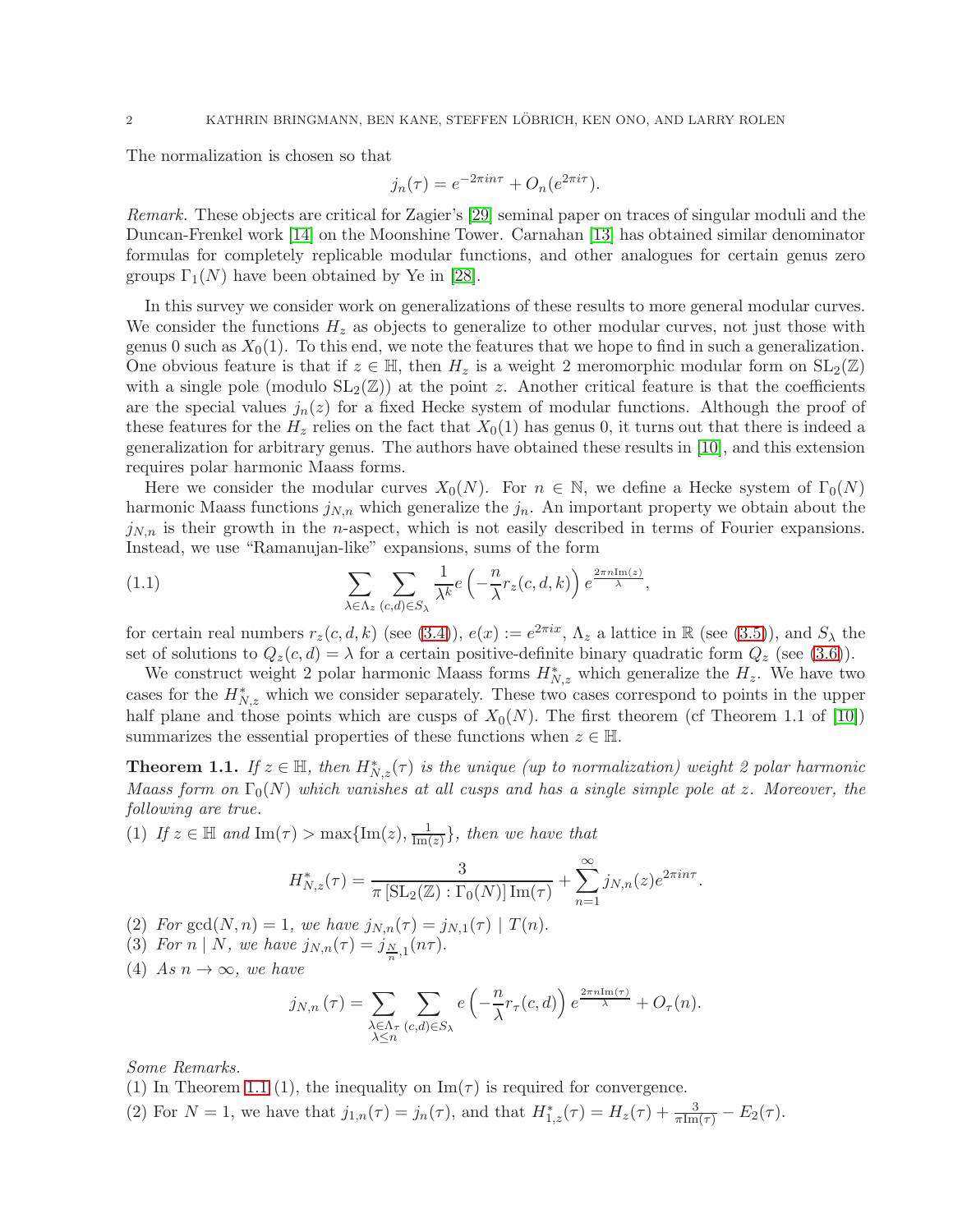The normalization is chosen so that

$$j_n(\tau) = e^{-2\pi i n\tau} + O_n(e^{2\pi i\tau}).$$

*Remark.* These objects are critical for Zagier's [29] seminal paper on traces of singular moduli and the Duncan-Frenkel work [14] on the Moonshine Tower. Carnahan [13] has obtained similar denominator formulas for completely replicable modular functions, and other analogues for certain genus zero groups $\Gamma_1(N)$ have been obtained by Ye in [28].

In this survey we consider work on generalizations of these results to more general modular curves. We consider the functions $H_z$ as objects to generalize to other modular curves, not just those with genus 0 such as $X_0(1)$. To this end, we note the features that we hope to find in such a generalization. One obvious feature is that if $z \in \mathbb{H}$, then $H_z$ is a weight 2 meromorphic modular form on $\mathrm{SL}_2(\mathbb{Z})$ with a single pole (modulo $\mathrm{SL}_2(\mathbb{Z})$) at the point $z$. Another critical feature is that the coefficients are the special values $j_n(z)$ for a fixed Hecke system of modular functions. Although the proof of these features for the $H_z$ relies on the fact that $X_0(1)$ has genus 0, it turns out that there is indeed a generalization for arbitrary genus. The authors have obtained these results in [10], and this extension requires polar harmonic Maass forms.

Here we consider the modular curves $X_0(N)$. For $n \in \mathbb{N}$, we define a Hecke system of $\Gamma_0(N)$ harmonic Maass functions $j_{N,n}$ which generalize the $j_n$. An important property we obtain about the $j_{N,n}$ is their growth in the $n$-aspect, which is not easily described in terms of Fourier expansions. Instead, we use "Ramanujan-like" expansions, sums of the form

$$\sum_{\lambda\in\Lambda_z}\sum_{(c,d)\in S_\lambda}\frac{1}{\lambda^k}e\left(-\frac{n}{\lambda}r_z(c,d,k)\right)e^{\frac{2\pi n \mathrm{Im}(z)}{\lambda}}, \tag{1.1}$$

for certain real numbers $r_z(c,d,k)$ (see (3.4)), $e(x) := e^{2\pi i x}$, $\Lambda_z$ a lattice in $\mathbb{R}$ (see (3.5)), and $S_\lambda$ the set of solutions to $Q_z(c,d) = \lambda$ for a certain positive-definite binary quadratic form $Q_z$ (see (3.6)).

We construct weight 2 polar harmonic Maass forms $H^*_{N,z}$ which generalize the $H_z$. We have two cases for the $H^*_{N,z}$ which we consider separately. These two cases correspond to points in the upper half plane and those points which are cusps of $X_0(N)$. The first theorem (cf Theorem 1.1 of [10]) summarizes the essential properties of these functions when $z \in \mathbb{H}$.

**Theorem 1.1.** *If $z \in \mathbb{H}$, then $H^*_{N,z}(\tau)$ is the unique (up to normalization) weight 2 polar harmonic Maass form on $\Gamma_0(N)$ which vanishes at all cusps and has a single simple pole at $z$. Moreover, the following are true.*

(1) *If $z \in \mathbb{H}$ and $\mathrm{Im}(\tau) > \max\{\mathrm{Im}(z), \frac{1}{\mathrm{Im}(z)}\}$, then we have that*

$$H^*_{N,z}(\tau) = \frac{3}{\pi\left[\mathrm{SL}_2(\mathbb{Z}) : \Gamma_0(N)\right]\mathrm{Im}(\tau)} + \sum_{n=1}^{\infty} j_{N,n}(z)e^{2\pi i n\tau}.$$

(2) *For $\gcd(N,n) = 1$, we have $j_{N,n}(\tau) = j_{N,1}(\tau) \mid T(n)$.*

(3) *For $n \mid N$, we have $j_{N,n}(\tau) = j_{\frac{N}{n},1}(n\tau)$.*

(4) *As $n \to \infty$, we have*

$$j_{N,n}(\tau) = \sum_{\substack{\lambda\in\Lambda_\tau\\ \lambda\le n}}\sum_{(c,d)\in S_\lambda} e\left(-\frac{n}{\lambda}r_\tau(c,d)\right)e^{\frac{2\pi n\mathrm{Im}(\tau)}{\lambda}} + O_\tau(n).$$

*Some Remarks.*

(1) In Theorem 1.1 (1), the inequality on $\mathrm{Im}(\tau)$ is required for convergence.

(2) For $N = 1$, we have that $j_{1,n}(\tau) = j_n(\tau)$, and that $H^*_{1,z}(\tau) = H_z(\tau) + \frac{3}{\pi\mathrm{Im}(\tau)} - E_2(\tau)$.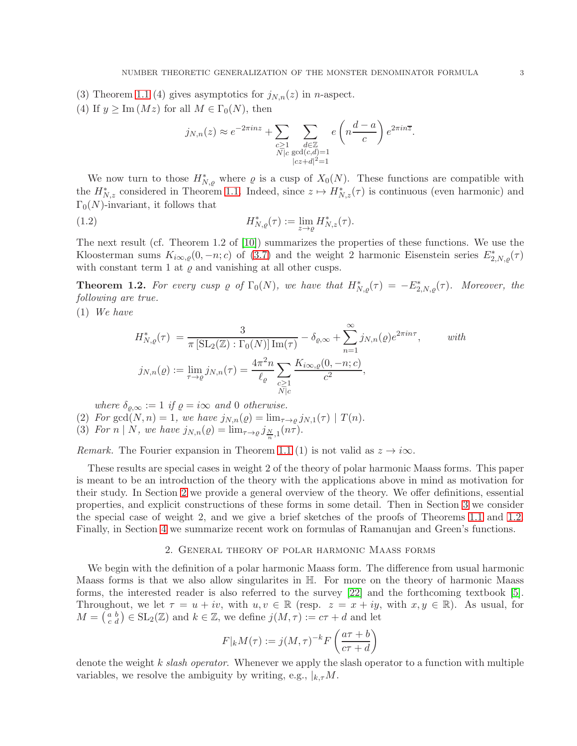(3) Theorem 1.1 (4) gives asymptotics for $j_{N,n}(z)$ in $n$-aspect.

(4) If $y \geq \operatorname{Im}(Mz)$ for all $M \in \Gamma_0(N)$, then

$$j_{N,n}(z) \approx e^{-2\pi i n z} + \sum_{\substack{c\geq 1\\ N|c}} \sum_{\substack{d\in\mathbb{Z}\\ \gcd(c,d)=1\\ |cz+d|^2=1}} e\left(n\frac{d-a}{c}\right) e^{2\pi i n \overline{z}}.$$

We now turn to those $H^*_{N,\varrho}$ where $\varrho$ is a cusp of $X_0(N)$. These functions are compatible with the $H^*_{N,z}$ considered in Theorem 1.1. Indeed, since $z \mapsto H^*_{N,z}(\tau)$ is continuous (even harmonic) and $\Gamma_0(N)$-invariant, it follows that

$$H^*_{N,\varrho}(\tau) := \lim_{z\to\varrho} H^*_{N,z}(\tau). \tag{1.2}$$

The next result (cf. Theorem 1.2 of [10]) summarizes the properties of these functions. We use the Kloosterman sums $K_{i\infty,\varrho}(0,-n;c)$ of (3.7) and the weight 2 harmonic Eisenstein series $E^*_{2,N,\varrho}(\tau)$ with constant term 1 at $\varrho$ and vanishing at all other cusps.

**Theorem 1.2.** *For every cusp $\varrho$ of $\Gamma_0(N)$, we have that $H^*_{N,\varrho}(\tau) = -E^*_{2,N,\varrho}(\tau)$. Moreover, the following are true.*

(1) *We have*

$$H^*_{N,\varrho}(\tau) = \frac{3}{\pi\,[\mathrm{SL}_2(\mathbb{Z}) : \Gamma_0(N)]\,\mathrm{Im}(\tau)} - \delta_{\varrho,\infty} + \sum_{n=1}^{\infty} j_{N,n}(\varrho) e^{2\pi i n\tau}, \qquad \textit{with}$$

$$j_{N,n}(\varrho) := \lim_{\tau\to\varrho} j_{N,n}(\tau) = \frac{4\pi^2 n}{\ell_\varrho} \sum_{\substack{c\geq 1\\ N|c}} \frac{K_{i\infty,\varrho}(0,-n;c)}{c^2},$$

*where $\delta_{\varrho,\infty} := 1$ if $\varrho = i\infty$ and $0$ otherwise.*

(2) *For $\gcd(N,n) = 1$, we have $j_{N,n}(\varrho) = \lim_{\tau\to\varrho} j_{N,1}(\tau) \mid T(n)$.*

(3) *For $n \mid N$, we have $j_{N,n}(\varrho) = \lim_{\tau\to\varrho} j_{\frac{N}{n},1}(n\tau)$.*

*Remark.* The Fourier expansion in Theorem 1.1 (1) is not valid as $z \to i\infty$.

These results are special cases in weight 2 of the theory of polar harmonic Maass forms. This paper is meant to be an introduction of the theory with the applications above in mind as motivation for their study. In Section 2 we provide a general overview of the theory. We offer definitions, essential properties, and explicit constructions of these forms in some detail. Then in Section 3 we consider the special case of weight 2, and we give a brief sketches of the proofs of Theorems 1.1 and 1.2. Finally, in Section 4 we summarize recent work on formulas of Ramanujan and Green's functions.

## 2. General theory of polar harmonic Maass forms

We begin with the definition of a polar harmonic Maass form. The difference from usual harmonic Maass forms is that we also allow singularites in $\mathbb{H}$. For more on the theory of harmonic Maass forms, the interested reader is also referred to the survey [22] and the forthcoming textbook [5]. Throughout, we let $\tau = u + iv$, with $u, v \in \mathbb{R}$ (resp. $z = x + iy$, with $x, y \in \mathbb{R}$). As usual, for $M = \left(\begin{smallmatrix} a & b \\ c & d \end{smallmatrix}\right) \in \mathrm{SL}_2(\mathbb{Z})$ and $k \in \mathbb{Z}$, we define $j(M,\tau) := c\tau + d$ and let

$$F|_k M(\tau) := j(M,\tau)^{-k} F\left(\frac{a\tau+b}{c\tau+d}\right)$$

denote the weight $k$ *slash operator*. Whenever we apply the slash operator to a function with multiple variables, we resolve the ambiguity by writing, e.g., $|_{k,\tau} M$.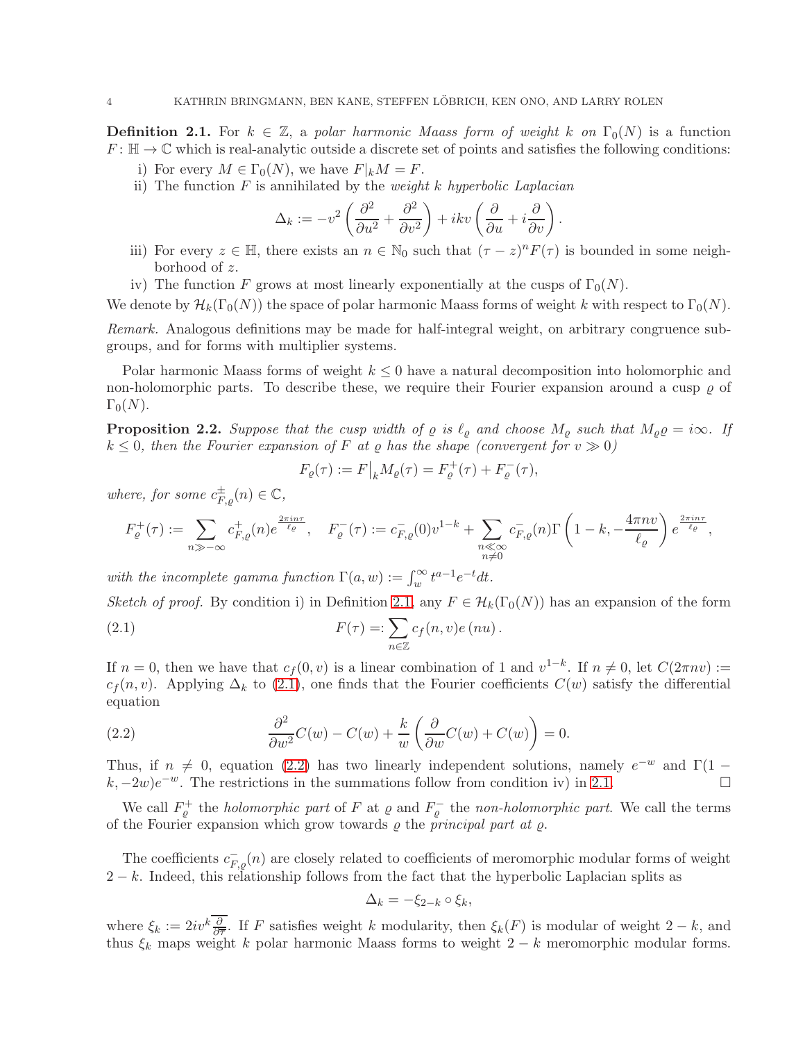**Definition 2.1.** For $k \in \mathbb{Z}$, a *polar harmonic Maass form of weight $k$ on $\Gamma_0(N)$* is a function $F\colon \mathbb{H} \to \mathbb{C}$ which is real-analytic outside a discrete set of points and satisfies the following conditions:

i) For every $M \in \Gamma_0(N)$, we have $F|_k M = F$.

ii) The function $F$ is annihilated by the *weight $k$ hyperbolic Laplacian*

$$\Delta_k := -v^2\left(\frac{\partial^2}{\partial u^2} + \frac{\partial^2}{\partial v^2}\right) + ikv\left(\frac{\partial}{\partial u} + i\frac{\partial}{\partial v}\right).$$

iii) For every $z \in \mathbb{H}$, there exists an $n \in \mathbb{N}_0$ such that $(\tau - z)^n F(\tau)$ is bounded in some neighborhood of $z$.

iv) The function $F$ grows at most linearly exponentially at the cusps of $\Gamma_0(N)$.

We denote by $\mathcal{H}_k(\Gamma_0(N))$ the space of polar harmonic Maass forms of weight $k$ with respect to $\Gamma_0(N)$.

*Remark.* Analogous definitions may be made for half-integral weight, on arbitrary congruence subgroups, and for forms with multiplier systems.

Polar harmonic Maass forms of weight $k \leq 0$ have a natural decomposition into holomorphic and non-holomorphic parts. To describe these, we require their Fourier expansion around a cusp $\varrho$ of $\Gamma_0(N)$.

**Proposition 2.2.** *Suppose that the cusp width of $\varrho$ is $\ell_\varrho$ and choose $M_\varrho$ such that $M_\varrho \varrho = i\infty$. If $k \leq 0$, then the Fourier expansion of $F$ at $\varrho$ has the shape (convergent for $v \gg 0$)*

$$F_\varrho(\tau) := F\big|_k M_\varrho(\tau) = F_\varrho^+(\tau) + F_\varrho^-(\tau),$$

*where, for some $c_{F,\varrho}^{\pm}(n) \in \mathbb{C}$,*

$$F_\varrho^+(\tau) := \sum_{n \gg -\infty} c_{F,\varrho}^+(n) e^{\frac{2\pi i n\tau}{\ell_\varrho}}, \quad F_\varrho^-(\tau) := c_{F,\varrho}^-(0)v^{1-k} + \sum_{\substack{n \ll \infty \\ n \neq 0}} c_{F,\varrho}^-(n)\Gamma\left(1-k, -\frac{4\pi n v}{\ell_\varrho}\right) e^{\frac{2\pi i n\tau}{\ell_\varrho}},$$

*with the incomplete gamma function $\Gamma(a,w) := \int_w^\infty t^{a-1}e^{-t}dt$.*

*Sketch of proof.* By condition i) in Definition 2.1, any $F \in \mathcal{H}_k(\Gamma_0(N))$ has an expansion of the form

$$F(\tau) =: \sum_{n \in \mathbb{Z}} c_f(n,v) e(nu). \tag{2.1}$$

If $n = 0$, then we have that $c_f(0,v)$ is a linear combination of 1 and $v^{1-k}$. If $n \neq 0$, let $C(2\pi n v) := c_f(n,v)$. Applying $\Delta_k$ to (2.1), one finds that the Fourier coefficients $C(w)$ satisfy the differential equation

$$\frac{\partial^2}{\partial w^2}C(w) - C(w) + \frac{k}{w}\left(\frac{\partial}{\partial w}C(w) + C(w)\right) = 0. \tag{2.2}$$

Thus, if $n \neq 0$, equation (2.2) has two linearly independent solutions, namely $e^{-w}$ and $\Gamma(1-k, -2w)e^{-w}$. The restrictions in the summations follow from condition iv) in 2.1. $\square$

We call $F_\varrho^+$ the *holomorphic part* of $F$ at $\varrho$ and $F_\varrho^-$ the *non-holomorphic part*. We call the terms of the Fourier expansion which grow towards $\varrho$ the *principal part at $\varrho$*.

The coefficients $c_{F,\varrho}^-(n)$ are closely related to coefficients of meromorphic modular forms of weight $2-k$. Indeed, this relationship follows from the fact that the hyperbolic Laplacian splits as

$$\Delta_k = -\xi_{2-k} \circ \xi_k,$$

where $\xi_k := 2iv^k \overline{\frac{\partial}{\partial \overline{\tau}}}$. If $F$ satisfies weight $k$ modularity, then $\xi_k(F)$ is modular of weight $2-k$, and thus $\xi_k$ maps weight $k$ polar harmonic Maass forms to weight $2-k$ meromorphic modular forms.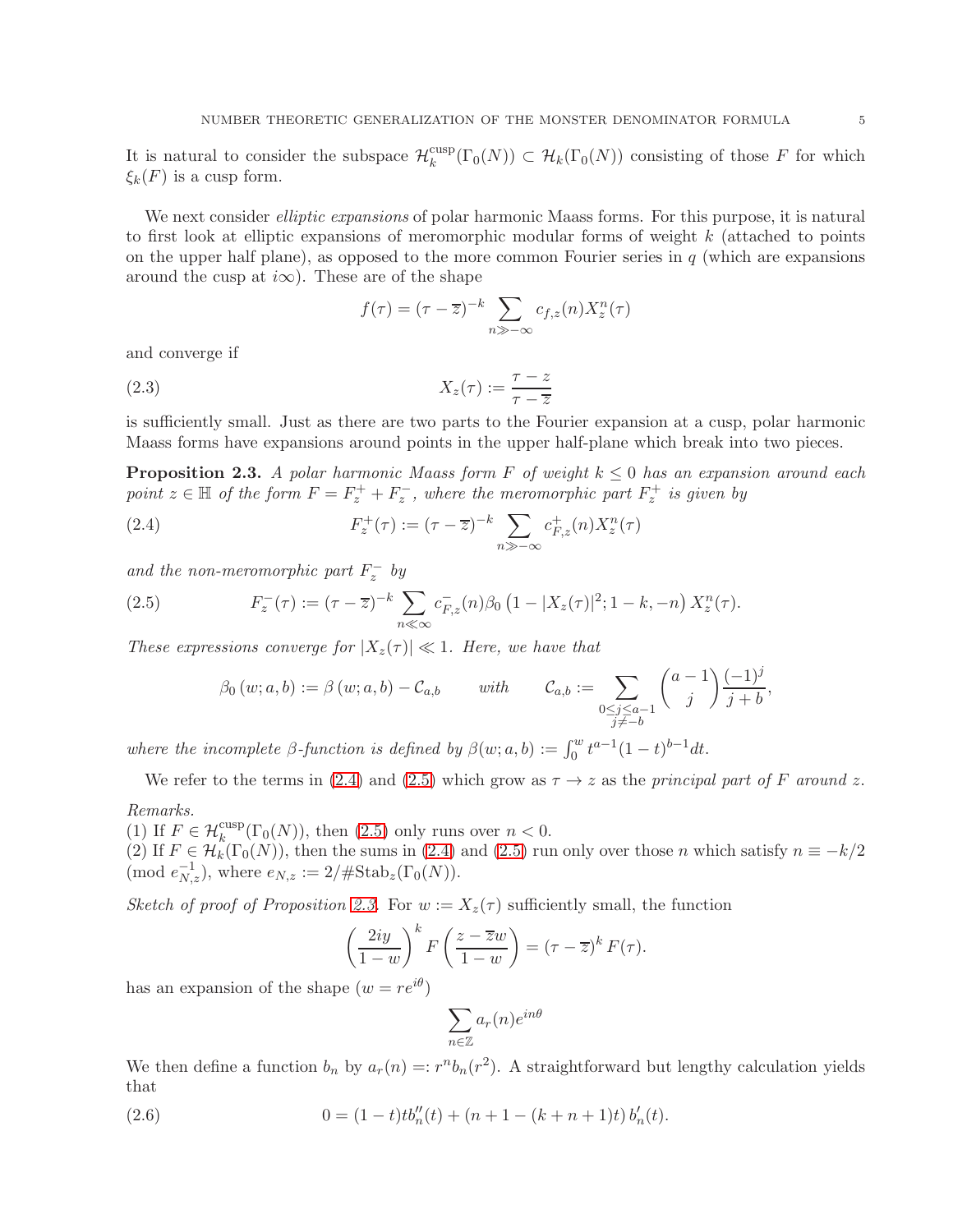It is natural to consider the subspace $\mathcal{H}_k^{\mathrm{cusp}}(\Gamma_0(N)) \subset \mathcal{H}_k(\Gamma_0(N))$ consisting of those $F$ for which $\xi_k(F)$ is a cusp form.

We next consider *elliptic expansions* of polar harmonic Maass forms. For this purpose, it is natural to first look at elliptic expansions of meromorphic modular forms of weight $k$ (attached to points on the upper half plane), as opposed to the more common Fourier series in $q$ (which are expansions around the cusp at $i\infty$). These are of the shape

$$f(\tau) = (\tau - \overline{z})^{-k} \sum_{n \gg -\infty} c_{f,z}(n) X_z^n(\tau)$$

and converge if

$$X_z(\tau) := \frac{\tau - z}{\tau - \overline{z}} \tag{2.3}$$

is sufficiently small. Just as there are two parts to the Fourier expansion at a cusp, polar harmonic Maass forms have expansions around points in the upper half-plane which break into two pieces.

**Proposition 2.3.** *A polar harmonic Maass form $F$ of weight $k \leq 0$ has an expansion around each point $z \in \mathbb{H}$ of the form $F = F_z^+ + F_z^-$, where the meromorphic part $F_z^+$ is given by*

$$F_z^+(\tau) := (\tau - \overline{z})^{-k} \sum_{n \gg -\infty} c_{F,z}^+(n) X_z^n(\tau) \tag{2.4}$$

*and the non-meromorphic part $F_z^-$ by*

$$F_z^-(\tau) := (\tau - \overline{z})^{-k} \sum_{n \ll \infty} c_{F,z}^-(n) \beta_0\left(1 - |X_z(\tau)|^2; 1-k, -n\right) X_z^n(\tau). \tag{2.5}$$

*These expressions converge for $|X_z(\tau)| \ll 1$. Here, we have that*

$$\beta_0(w; a, b) := \beta(w; a, b) - \mathcal{C}_{a,b} \qquad \text{with} \qquad \mathcal{C}_{a,b} := \sum_{\substack{0 \leq j \leq a-1 \\ j \neq -b}} \binom{a-1}{j} \frac{(-1)^j}{j+b},$$

*where the incomplete $\beta$-function is defined by $\beta(w; a, b) := \int_0^w t^{a-1}(1-t)^{b-1} dt$.*

We refer to the terms in (2.4) and (2.5) which grow as $\tau \to z$ as the *principal part of $F$ around $z$*.

*Remarks.*
(1) If $F \in \mathcal{H}_k^{\mathrm{cusp}}(\Gamma_0(N))$, then (2.5) only runs over $n < 0$.
(2) If $F \in \mathcal{H}_k(\Gamma_0(N))$, then the sums in (2.4) and (2.5) run only over those $n$ which satisfy $n \equiv -k/2 \pmod{e_{N,z}^{-1}}$, where $e_{N,z} := 2/\#\mathrm{Stab}_z(\Gamma_0(N))$.

*Sketch of proof of Proposition 2.3.* For $w := X_z(\tau)$ sufficiently small, the function

$$\left(\frac{2iy}{1-w}\right)^k F\left(\frac{z - \overline{z}w}{1-w}\right) = (\tau - \overline{z})^k F(\tau).$$

has an expansion of the shape ($w = re^{i\theta}$)

$$\sum_{n \in \mathbb{Z}} a_r(n) e^{in\theta}$$

We then define a function $b_n$ by $a_r(n) =: r^n b_n(r^2)$. A straightforward but lengthy calculation yields that

$$0 = (1-t)t b_n''(t) + (n + 1 - (k + n + 1)t)\, b_n'(t). \tag{2.6}$$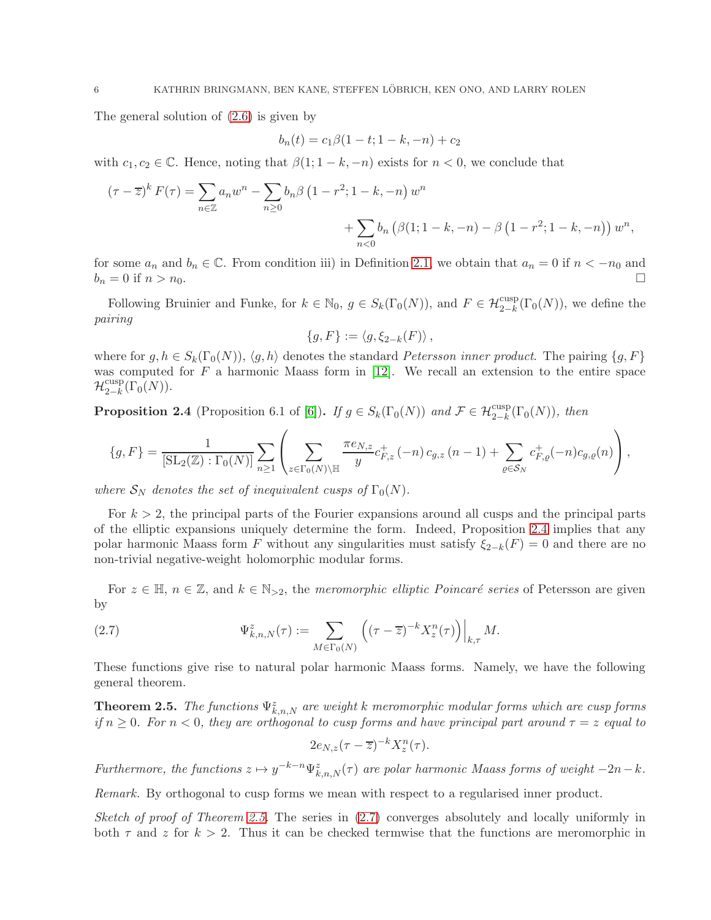The general solution of (2.6) is given by

$$b_n(t) = c_1 \beta(1-t; 1-k, -n) + c_2$$

with $c_1, c_2 \in \mathbb{C}$. Hence, noting that $\beta(1; 1-k, -n)$ exists for $n<0$, we conclude that

$$(\tau - \overline{z})^k F(\tau) = \sum_{n\in\mathbb{Z}} a_n w^n - \sum_{n\geq 0} b_n \beta\left(1-r^2; 1-k, -n\right) w^n + \sum_{n<0} b_n \left(\beta(1;1-k,-n) - \beta\left(1-r^2;1-k,-n\right)\right) w^n,$$

for some $a_n$ and $b_n \in \mathbb{C}$. From condition iii) in Definition 2.1, we obtain that $a_n = 0$ if $n < -n_0$ and $b_n = 0$ if $n > n_0$. $\square$

Following Bruinier and Funke, for $k \in \mathbb{N}_0$, $g \in S_k(\Gamma_0(N))$, and $F \in \mathcal{H}_{2-k}^{\mathrm{cusp}}(\Gamma_0(N))$, we define the *pairing*

$$\{g, F\} := \langle g, \xi_{2-k}(F)\rangle,$$

where for $g, h \in S_k(\Gamma_0(N))$, $\langle g, h\rangle$ denotes the standard *Petersson inner product*. The pairing $\{g, F\}$ was computed for $F$ a harmonic Maass form in [12]. We recall an extension to the entire space $\mathcal{H}_{2-k}^{\mathrm{cusp}}(\Gamma_0(N))$.

**Proposition 2.4** (Proposition 6.1 of [6])**.** *If $g \in S_k(\Gamma_0(N))$ and $\mathcal{F} \in \mathcal{H}_{2-k}^{\mathrm{cusp}}(\Gamma_0(N))$, then*

$$\{g, F\} = \frac{1}{[\mathrm{SL}_2(\mathbb{Z}) : \Gamma_0(N)]} \sum_{n\geq 1} \left( \sum_{z \in \Gamma_0(N)\backslash\mathbb{H}} \frac{\pi e_{N,z}}{y} c_{F,z}^{+}(-n)\, c_{g,z}(n-1) + \sum_{\varrho\in\mathcal{S}_N} c_{F,\varrho}^{+}(-n) c_{g,\varrho}(n) \right),$$

*where $\mathcal{S}_N$ denotes the set of inequivalent cusps of $\Gamma_0(N)$.*

For $k > 2$, the principal parts of the Fourier expansions around all cusps and the principal parts of the elliptic expansions uniquely determine the form. Indeed, Proposition 2.4 implies that any polar harmonic Maass form $F$ without any singularities must satisfy $\xi_{2-k}(F) = 0$ and there are no non-trivial negative-weight holomorphic modular forms.

For $z \in \mathbb{H}$, $n \in \mathbb{Z}$, and $k \in \mathbb{N}_{>2}$, the *meromorphic elliptic Poincaré series* of Petersson are given by

$$\Psi_{k,n,N}^{z}(\tau) := \sum_{M\in\Gamma_0(N)} \left( (\tau - \overline{z})^{-k} X_z^n(\tau) \right)\Big|_{k,\tau} M. \tag{2.7}$$

These functions give rise to natural polar harmonic Maass forms. Namely, we have the following general theorem.

**Theorem 2.5.** *The functions $\Psi_{k,n,N}^{z}$ are weight $k$ meromorphic modular forms which are cusp forms if $n \geq 0$. For $n < 0$, they are orthogonal to cusp forms and have principal part around $\tau = z$ equal to*

$$2e_{N,z}(\tau - \overline{z})^{-k} X_z^n(\tau).$$

*Furthermore, the functions $z \mapsto y^{-k-n}\Psi_{k,n,N}^{z}(\tau)$ are polar harmonic Maass forms of weight $-2n-k$.*

*Remark.* By orthogonal to cusp forms we mean with respect to a regularised inner product.

*Sketch of proof of Theorem 2.5.* The series in (2.7) converges absolutely and locally uniformly in both $\tau$ and $z$ for $k > 2$. Thus it can be checked termwise that the functions are meromorphic in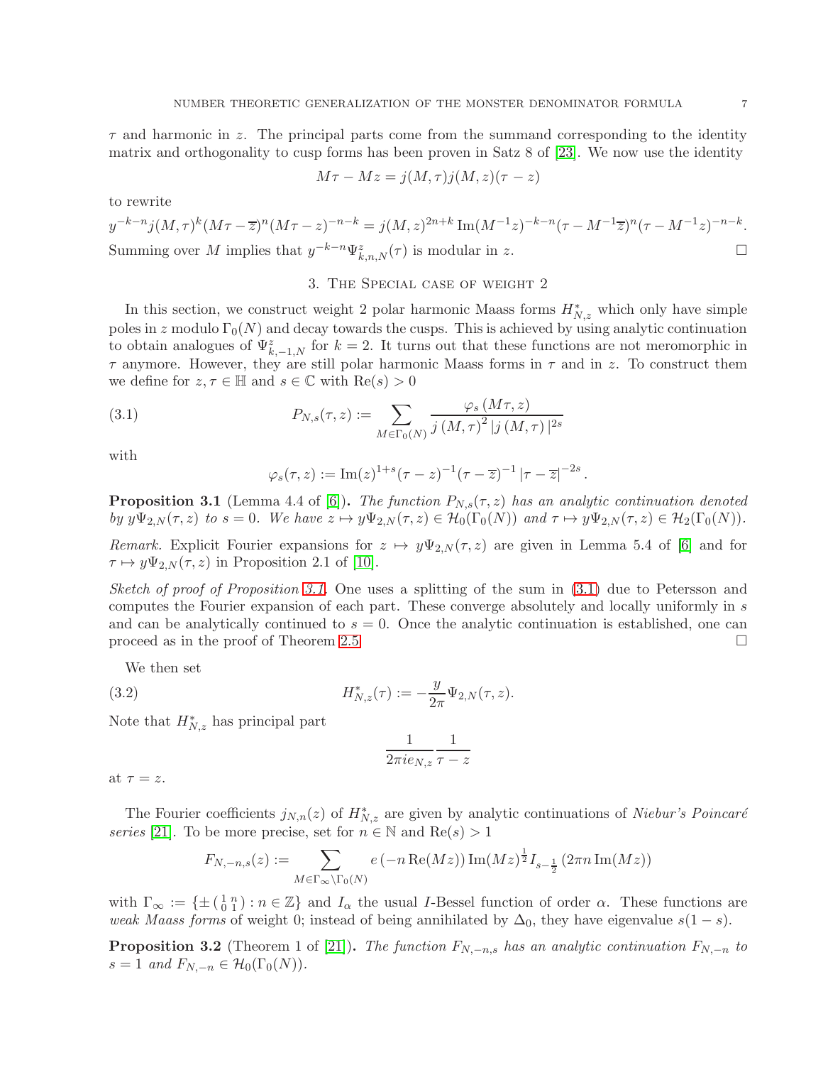$\tau$ and harmonic in $z$. The principal parts come from the summand corresponding to the identity matrix and orthogonality to cusp forms has been proven in Satz 8 of [23]. We now use the identity

$$M\tau - Mz = j(M,\tau)j(M,z)(\tau - z)$$

to rewrite

$$y^{-k-n}j(M,\tau)^k(M\tau-\overline{z})^n(M\tau-z)^{-n-k} = j(M,z)^{2n+k}\operatorname{Im}(M^{-1}z)^{-k-n}(\tau-M^{-1}\overline{z})^n(\tau-M^{-1}z)^{-n-k}.$$

Summing over $M$ implies that $y^{-k-n}\Psi^z_{k,n,N}(\tau)$ is modular in $z$. $\square$

## 3. The Special case of weight 2

In this section, we construct weight 2 polar harmonic Maass forms $H^*_{N,z}$ which only have simple poles in $z$ modulo $\Gamma_0(N)$ and decay towards the cusps. This is achieved by using analytic continuation to obtain analogues of $\Psi^z_{k,-1,N}$ for $k=2$. It turns out that these functions are not meromorphic in $\tau$ anymore. However, they are still polar harmonic Maass forms in $\tau$ and in $z$. To construct them we define for $z,\tau\in\mathbb{H}$ and $s\in\mathbb{C}$ with $\operatorname{Re}(s)>0$

$$P_{N,s}(\tau,z) := \sum_{M\in\Gamma_0(N)} \frac{\varphi_s(M\tau,z)}{j(M,\tau)^2\,|j(M,\tau)|^{2s}} \tag{3.1}$$

with

$$\varphi_s(\tau,z) := \operatorname{Im}(z)^{1+s}(\tau-z)^{-1}(\tau-\overline{z})^{-1}\,|\tau-\overline{z}|^{-2s}.$$

**Proposition 3.1** (Lemma 4.4 of [6])**.** *The function $P_{N,s}(\tau,z)$ has an analytic continuation denoted by $y\Psi_{2,N}(\tau,z)$ to $s=0$. We have $z\mapsto y\Psi_{2,N}(\tau,z)\in\mathcal{H}_0(\Gamma_0(N))$ and $\tau\mapsto y\Psi_{2,N}(\tau,z)\in\mathcal{H}_2(\Gamma_0(N))$.*

*Remark.* Explicit Fourier expansions for $z\mapsto y\Psi_{2,N}(\tau,z)$ are given in Lemma 5.4 of [6] and for $\tau\mapsto y\Psi_{2,N}(\tau,z)$ in Proposition 2.1 of [10].

*Sketch of proof of Proposition 3.1.* One uses a splitting of the sum in (3.1) due to Petersson and computes the Fourier expansion of each part. These converge absolutely and locally uniformly in $s$ and can be analytically continued to $s=0$. Once the analytic continuation is established, one can proceed as in the proof of Theorem 2.5. $\square$

We then set

$$H^*_{N,z}(\tau) := -\frac{y}{2\pi}\Psi_{2,N}(\tau,z). \tag{3.2}$$

Note that $H^*_{N,z}$ has principal part

$$\frac{1}{2\pi i e_{N,z}}\frac{1}{\tau-z}$$

at $\tau=z$.

The Fourier coefficients $j_{N,n}(z)$ of $H^*_{N,z}$ are given by analytic continuations of *Niebur's Poincaré series* [21]. To be more precise, set for $n\in\mathbb{N}$ and $\operatorname{Re}(s)>1$

$$F_{N,-n,s}(z) := \sum_{M\in\Gamma_\infty\backslash\Gamma_0(N)} e\left(-n\operatorname{Re}(Mz)\right)\operatorname{Im}(Mz)^{\frac{1}{2}}I_{s-\frac{1}{2}}\left(2\pi n\operatorname{Im}(Mz)\right)$$

with $\Gamma_\infty := \{\pm\left(\begin{smallmatrix}1 & n\\ 0 & 1\end{smallmatrix}\right) : n\in\mathbb{Z}\}$ and $I_\alpha$ the usual $I$-Bessel function of order $\alpha$. These functions are *weak Maass forms* of weight 0; instead of being annihilated by $\Delta_0$, they have eigenvalue $s(1-s)$.

**Proposition 3.2** (Theorem 1 of [21])**.** *The function $F_{N,-n,s}$ has an analytic continuation $F_{N,-n}$ to $s=1$ and $F_{N,-n}\in\mathcal{H}_0(\Gamma_0(N))$.*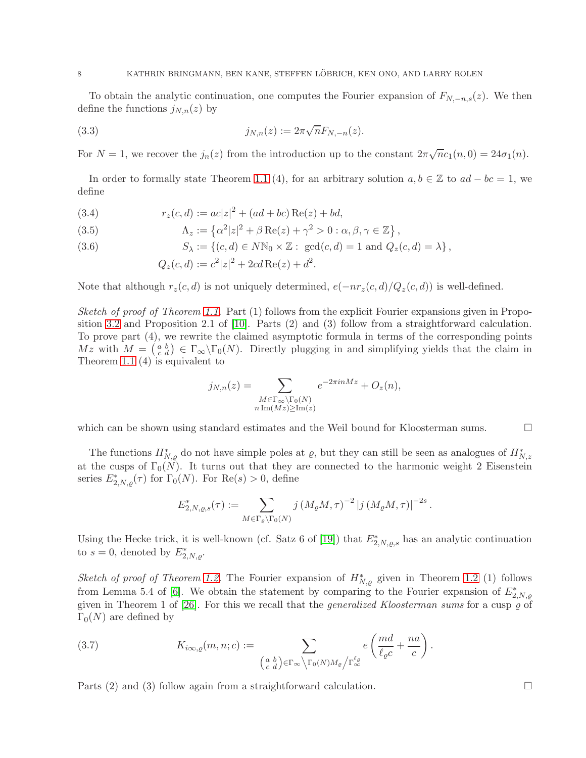To obtain the analytic continuation, one computes the Fourier expansion of $F_{N,-n,s}(z)$. We then define the functions $j_{N,n}(z)$ by

$$j_{N,n}(z) := 2\pi\sqrt{n}F_{N,-n}(z). \tag{3.3}$$

For $N = 1$, we recover the $j_n(z)$ from the introduction up to the constant $2\pi\sqrt{n}c_1(n,0) = 24\sigma_1(n)$.

In order to formally state Theorem 1.1 (4), for an arbitrary solution $a, b \in \mathbb{Z}$ to $ad - bc = 1$, we define

$$r_z(c,d) := ac|z|^2 + (ad+bc)\operatorname{Re}(z) + bd, \tag{3.4}$$

$$\Lambda_z := \left\{\alpha^2|z|^2 + \beta\operatorname{Re}(z) + \gamma^2 > 0 : \alpha, \beta, \gamma \in \mathbb{Z}\right\}, \tag{3.5}$$

$$S_\lambda := \left\{(c,d) \in N\mathbb{N}_0 \times \mathbb{Z} :\ \gcd(c,d) = 1 \text{ and } Q_z(c,d) = \lambda\right\}, \tag{3.6}$$

$$Q_z(c,d) := c^2|z|^2 + 2cd\operatorname{Re}(z) + d^2.$$

Note that although $r_z(c,d)$ is not uniquely determined, $e(-nr_z(c,d)/Q_z(c,d))$ is well-defined.

*Sketch of proof of Theorem 1.1.* Part (1) follows from the explicit Fourier expansions given in Proposition 3.2 and Proposition 2.1 of [10]. Parts (2) and (3) follow from a straightforward calculation. To prove part (4), we rewrite the claimed asymptotic formula in terms of the corresponding points $Mz$ with $M = \left(\begin{smallmatrix} a & b \\ c & d \end{smallmatrix}\right) \in \Gamma_\infty\backslash\Gamma_0(N)$. Directly plugging in and simplifying yields that the claim in Theorem 1.1 (4) is equivalent to

$$j_{N,n}(z) = \sum_{\substack{M\in\Gamma_\infty\backslash\Gamma_0(N) \\ n\operatorname{Im}(Mz)\geq\operatorname{Im}(z)}} e^{-2\pi i n Mz} + O_z(n),$$

which can be shown using standard estimates and the Weil bound for Kloosterman sums. ◻

The functions $H^*_{N,\varrho}$ do not have simple poles at $\varrho$, but they can still be seen as analogues of $H^*_{N,z}$ at the cusps of $\Gamma_0(N)$. It turns out that they are connected to the harmonic weight 2 Eisenstein series $E^*_{2,N,\varrho}(\tau)$ for $\Gamma_0(N)$. For $\operatorname{Re}(s) > 0$, define

$$E^*_{2,N,\varrho,s}(\tau) := \sum_{M\in\Gamma_\varrho\backslash\Gamma_0(N)} j\left(M_\varrho M, \tau\right)^{-2}\left|j\left(M_\varrho M,\tau\right)\right|^{-2s}.$$

Using the Hecke trick, it is well-known (cf. Satz 6 of [19]) that $E^*_{2,N,\varrho,s}$ has an analytic continuation to $s = 0$, denoted by $E^*_{2,N,\varrho}$.

*Sketch of proof of Theorem 1.2.* The Fourier expansion of $H^*_{N,\varrho}$ given in Theorem 1.2 (1) follows from Lemma 5.4 of [6]. We obtain the statement by comparing to the Fourier expansion of $E^*_{2,N,\varrho}$ given in Theorem 1 of [26]. For this we recall that the *generalized Kloosterman sums* for a cusp $\varrho$ of $\Gamma_0(N)$ are defined by

$$K_{i\infty,\varrho}(m,n;c) := \sum_{\left(\begin{smallmatrix} a & b \\ c & d \end{smallmatrix}\right)\in\Gamma_\infty\left\backslash\Gamma_0(N)M_\varrho\right/\Gamma_\infty^{\ell_\varrho}} e\left(\frac{md}{\ell_\varrho c} + \frac{na}{c}\right). \tag{3.7}$$

Parts (2) and (3) follow again from a straightforward calculation. ◻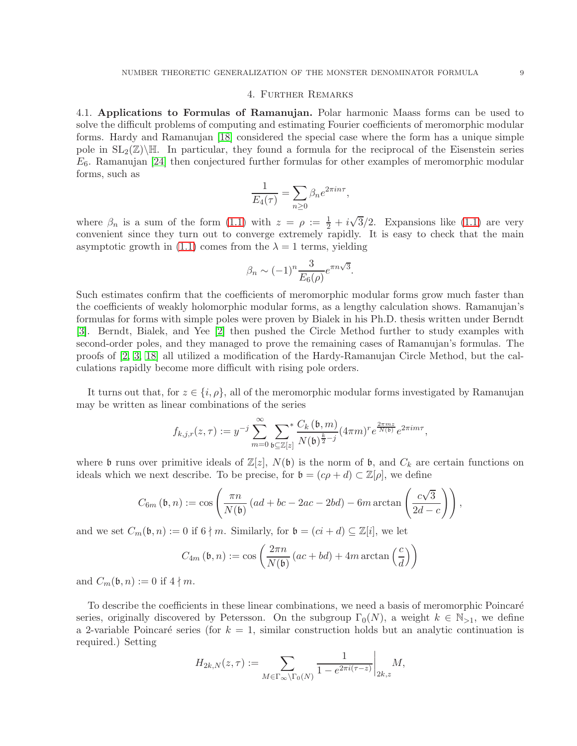## 4. Further Remarks

**4.1. Applications to Formulas of Ramanujan.** Polar harmonic Maass forms can be used to solve the difficult problems of computing and estimating Fourier coefficients of meromorphic modular forms. Hardy and Ramanujan [18] considered the special case where the form has a unique simple pole in $\mathrm{SL}_2(\mathbb{Z})\backslash\mathbb{H}$. In particular, they found a formula for the reciprocal of the Eisenstein series $E_6$. Ramanujan [24] then conjectured further formulas for other examples of meromorphic modular forms, such as

$$\frac{1}{E_4(\tau)} = \sum_{n\geq 0} \beta_n e^{2\pi i n\tau},$$

where $\beta_n$ is a sum of the form (1.1) with $z = \rho := \frac{1}{2} + i\sqrt{3}/2$. Expansions like (1.1) are very convenient since they turn out to converge extremely rapidly. It is easy to check that the main asymptotic growth in (1.1) comes from the $\lambda = 1$ terms, yielding

$$\beta_n \sim (-1)^n \frac{3}{E_6(\rho)} e^{\pi n\sqrt{3}}.$$

Such estimates confirm that the coefficients of meromorphic modular forms grow much faster than the coefficients of weakly holomorphic modular forms, as a lengthy calculation shows. Ramanujan's formulas for forms with simple poles were proven by Bialek in his Ph.D. thesis written under Berndt [3]. Berndt, Bialek, and Yee [2] then pushed the Circle Method further to study examples with second-order poles, and they managed to prove the remaining cases of Ramanujan's formulas. The proofs of [2, 3, 18] all utilized a modification of the Hardy-Ramanujan Circle Method, but the calculations rapidly become more difficult with rising pole orders.

It turns out that, for $z \in \{i, \rho\}$, all of the meromorphic modular forms investigated by Ramanujan may be written as linear combinations of the series

$$f_{k,j,r}(z,\tau) := y^{-j} \sum_{m=0}^{\infty} \sideset{}{^*}\sum_{\mathfrak{b}\subseteq\mathbb{Z}[z]} \frac{C_k(\mathfrak{b}, m)}{N(\mathfrak{b})^{\frac{k}{2}-j}} (4\pi m)^r e^{\frac{2\pi m z}{N(\mathfrak{b})}} e^{2\pi i m\tau},$$

where $\mathfrak{b}$ runs over primitive ideals of $\mathbb{Z}[z]$, $N(\mathfrak{b})$ is the norm of $\mathfrak{b}$, and $C_k$ are certain functions on ideals which we next describe. To be precise, for $\mathfrak{b} = (c\rho + d) \subset \mathbb{Z}[\rho]$, we define

$$C_{6m}(\mathfrak{b}, n) := \cos\left(\frac{\pi n}{N(\mathfrak{b})}(ad + bc - 2ac - 2bd) - 6m\arctan\left(\frac{c\sqrt{3}}{2d - c}\right)\right),$$

and we set $C_m(\mathfrak{b}, n) := 0$ if $6 \nmid m$. Similarly, for $\mathfrak{b} = (ci + d) \subseteq \mathbb{Z}[i]$, we let

$$C_{4m}(\mathfrak{b}, n) := \cos\left(\frac{2\pi n}{N(\mathfrak{b})}(ac + bd) + 4m\arctan\left(\frac{c}{d}\right)\right)$$

and $C_m(\mathfrak{b}, n) := 0$ if $4 \nmid m$.

To describe the coefficients in these linear combinations, we need a basis of meromorphic Poincaré series, originally discovered by Petersson. On the subgroup $\Gamma_0(N)$, a weight $k \in \mathbb{N}_{>1}$, we define a 2-variable Poincaré series (for $k = 1$, similar construction holds but an analytic continuation is required.) Setting

$$H_{2k,N}(z,\tau) := \sum_{M\in\Gamma_\infty\backslash\Gamma_0(N)} \frac{1}{1 - e^{2\pi i(\tau - z)}}\bigg|_{2k,z} M,$$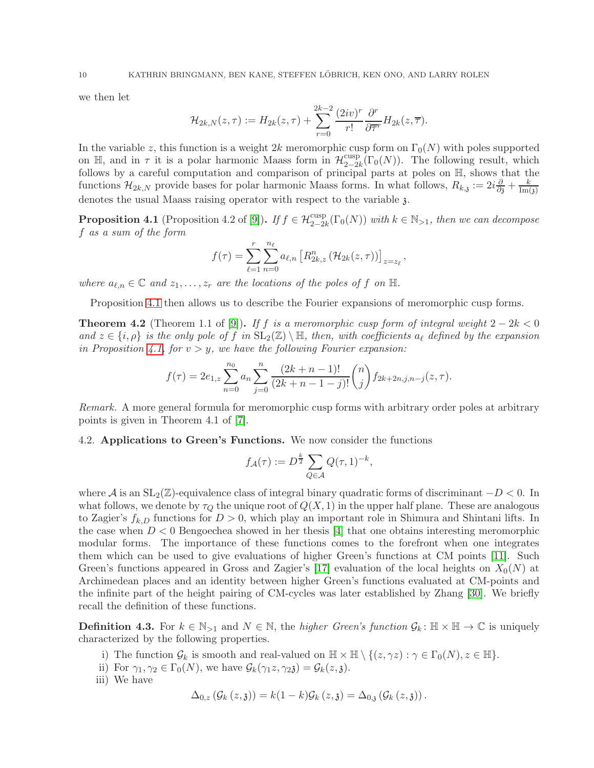we then let

$$\mathcal{H}_{2k,N}(z,\tau) := H_{2k}(z,\tau) + \sum_{r=0}^{2k-2} \frac{(2iv)^r}{r!} \frac{\partial^r}{\partial \overline{\tau}^r} H_{2k}(z,\overline{\tau}).$$

In the variable $z$, this function is a weight $2k$ meromorphic cusp form on $\Gamma_0(N)$ with poles supported on $\mathbb{H}$, and in $\tau$ it is a polar harmonic Maass form in $\mathcal{H}^{\mathrm{cusp}}_{2-2k}(\Gamma_0(N))$. The following result, which follows by a careful computation and comparison of principal parts at poles on $\mathbb{H}$, shows that the functions $\mathcal{H}_{2k,N}$ provide bases for polar harmonic Maass forms. In what follows, $R_{k,\mathfrak{z}} := 2i\frac{\partial}{\partial \mathfrak{z}} + \frac{k}{\mathrm{Im}(\mathfrak{z})}$ denotes the usual Maass raising operator with respect to the variable $\mathfrak{z}$.

**Proposition 4.1** (Proposition 4.2 of [9])**.** *If $f \in \mathcal{H}^{\mathrm{cusp}}_{2-2k}(\Gamma_0(N))$ with $k \in \mathbb{N}_{>1}$, then we can decompose $f$ as a sum of the form*

$$f(\tau) = \sum_{\ell=1}^{r} \sum_{n=0}^{n_\ell} a_{\ell,n} \left[ R^n_{2k,z} \left( \mathcal{H}_{2k}(z,\tau) \right) \right]_{z=z_\ell},$$

*where $a_{\ell,n} \in \mathbb{C}$ and $z_1,\dots,z_r$ are the locations of the poles of $f$ on $\mathbb{H}$.*

Proposition 4.1 then allows us to describe the Fourier expansions of meromorphic cusp forms.

**Theorem 4.2** (Theorem 1.1 of [9])**.** *If $f$ is a meromorphic cusp form of integral weight $2-2k<0$ and $z \in \{i,\rho\}$ is the only pole of $f$ in $\mathrm{SL}_2(\mathbb{Z}) \setminus \mathbb{H}$, then, with coefficients $a_\ell$ defined by the expansion in Proposition 4.1, for $v > y$, we have the following Fourier expansion:*

$$f(\tau) = 2e_{1,z} \sum_{n=0}^{n_0} a_n \sum_{j=0}^{n} \frac{(2k+n-1)!}{(2k+n-1-j)!} \binom{n}{j} f_{2k+2n,j,n-j}(z,\tau).$$

*Remark.* A more general formula for meromorphic cusp forms with arbitrary order poles at arbitrary points is given in Theorem 4.1 of [7].

4.2. **Applications to Green's Functions.** We now consider the functions

$$f_{\mathcal{A}}(\tau) := D^{\frac{k}{2}} \sum_{Q \in \mathcal{A}} Q(\tau,1)^{-k},$$

where $\mathcal{A}$ is an $\mathrm{SL}_2(\mathbb{Z})$-equivalence class of integral binary quadratic forms of discriminant $-D<0$. In what follows, we denote by $\tau_Q$ the unique root of $Q(X,1)$ in the upper half plane. These are analogous to Zagier's $f_{k,D}$ functions for $D>0$, which play an important role in Shimura and Shintani lifts. In the case when $D<0$ Bengoechea showed in her thesis [4] that one obtains interesting meromorphic modular forms. The importance of these functions comes to the forefront when one integrates them which can be used to give evaluations of higher Green's functions at CM points [11]. Such Green's functions appeared in Gross and Zagier's [17] evaluation of the local heights on $X_0(N)$ at Archimedean places and an identity between higher Green's functions evaluated at CM-points and the infinite part of the height pairing of CM-cycles was later established by Zhang [30]. We briefly recall the definition of these functions.

**Definition 4.3.** For $k \in \mathbb{N}_{>1}$ and $N \in \mathbb{N}$, the *higher Green's function* $\mathcal{G}_k \colon \mathbb{H} \times \mathbb{H} \to \mathbb{C}$ is uniquely characterized by the following properties.

i) The function $\mathcal{G}_k$ is smooth and real-valued on $\mathbb{H} \times \mathbb{H} \setminus \{(z,\gamma z) : \gamma \in \Gamma_0(N), z \in \mathbb{H}\}$.

ii) For $\gamma_1, \gamma_2 \in \Gamma_0(N)$, we have $\mathcal{G}_k(\gamma_1 z, \gamma_2 \mathfrak{z}) = \mathcal{G}_k(z,\mathfrak{z})$.

iii) We have

$$\Delta_{0,z}\left(\mathcal{G}_k\left(z,\mathfrak{z}\right)\right) = k(1-k)\mathcal{G}_k\left(z,\mathfrak{z}\right) = \Delta_{0,\mathfrak{z}}\left(\mathcal{G}_k\left(z,\mathfrak{z}\right)\right).$$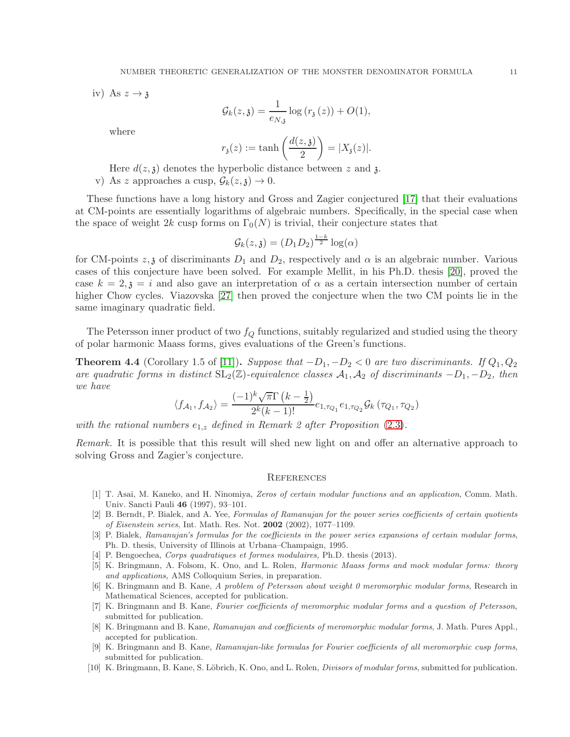iv) As $z \to \mathfrak{z}$

$$\mathcal{G}_k(z, \mathfrak{z}) = \frac{1}{e_{N,\mathfrak{z}}} \log\left(r_{\mathfrak{z}}(z)\right) + O(1),$$

where

$$r_{\mathfrak{z}}(z) := \tanh\left(\frac{d(z, \mathfrak{z})}{2}\right) = |X_{\mathfrak{z}}(z)|.$$

Here $d(z, \mathfrak{z})$ denotes the hyperbolic distance between $z$ and $\mathfrak{z}$.

v) As $z$ approaches a cusp, $\mathcal{G}_k(z, \mathfrak{z}) \to 0$.

These functions have a long history and Gross and Zagier conjectured [17] that their evaluations at CM-points are essentially logarithms of algebraic numbers. Specifically, in the special case when the space of weight $2k$ cusp forms on $\Gamma_0(N)$ is trivial, their conjecture states that

$$\mathcal{G}_k(z, \mathfrak{z}) = (D_1 D_2)^{\frac{1-k}{2}} \log(\alpha)$$

for CM-points $z, \mathfrak{z}$ of discriminants $D_1$ and $D_2$, respectively and $\alpha$ is an algebraic number. Various cases of this conjecture have been solved. For example Mellit, in his Ph.D. thesis [20], proved the case $k = 2, \mathfrak{z} = i$ and also gave an interpretation of $\alpha$ as a certain intersection number of certain higher Chow cycles. Viazovska [27] then proved the conjecture when the two CM points lie in the same imaginary quadratic field.

The Petersson inner product of two $f_Q$ functions, suitably regularized and studied using the theory of polar harmonic Maass forms, gives evaluations of the Green's functions.

**Theorem 4.4** (Corollary 1.5 of [11])**.** *Suppose that $-D_1, -D_2 < 0$ are two discriminants. If $Q_1, Q_2$ are quadratic forms in distinct $\mathrm{SL}_2(\mathbb{Z})$-equivalence classes $\mathcal{A}_1, \mathcal{A}_2$ of discriminants $-D_1, -D_2$, then we have*

$$\langle f_{\mathcal{A}_1}, f_{\mathcal{A}_2} \rangle = \frac{(-1)^k \sqrt{\pi}\,\Gamma\left(k - \frac{1}{2}\right)}{2^k (k-1)!} e_{1,\tau_{Q_1}} e_{1,\tau_{Q_2}} \mathcal{G}_k\left(\tau_{Q_1}, \tau_{Q_2}\right)$$

*with the rational numbers $e_{1,z}$ defined in Remark 2 after Proposition* (2.3).

*Remark.* It is possible that this result will shed new light on and offer an alternative approach to solving Gross and Zagier's conjecture.

## References

[1] T. Asai, M. Kaneko, and H. Ninomiya, *Zeros of certain modular functions and an application*, Comm. Math. Univ. Sancti Pauli **46** (1997), 93–101.

[2] B. Berndt, P. Bialek, and A. Yee, *Formulas of Ramanujan for the power series coefficients of certain quotients of Eisenstein series*, Int. Math. Res. Not. **2002** (2002), 1077–1109.

[3] P. Bialek, *Ramanujan's formulas for the coefficients in the power series expansions of certain modular forms*, Ph. D. thesis, University of Illinois at Urbana–Champaign, 1995.

[4] P. Bengoechea, *Corps quadratiques et formes modulaires,* Ph.D. thesis (2013).

[5] K. Bringmann, A. Folsom, K. Ono, and L. Rolen, *Harmonic Maass forms and mock modular forms: theory and applications,* AMS Colloquium Series, in preparation.

[6] K. Bringmann and B. Kane, *A problem of Petersson about weight 0 meromorphic modular forms*, Research in Mathematical Sciences, accepted for publication.

[7] K. Bringmann and B. Kane, *Fourier coefficients of meromorphic modular forms and a question of Petersson*, submitted for publication.

[8] K. Bringmann and B. Kane, *Ramanujan and coefficients of meromorphic modular forms*, J. Math. Pures Appl., accepted for publication.

[9] K. Bringmann and B. Kane, *Ramanujan-like formulas for Fourier coefficients of all meromorphic cusp forms*, submitted for publication.

[10] K. Bringmann, B. Kane, S. Löbrich, K. Ono, and L. Rolen, *Divisors of modular forms*, submitted for publication.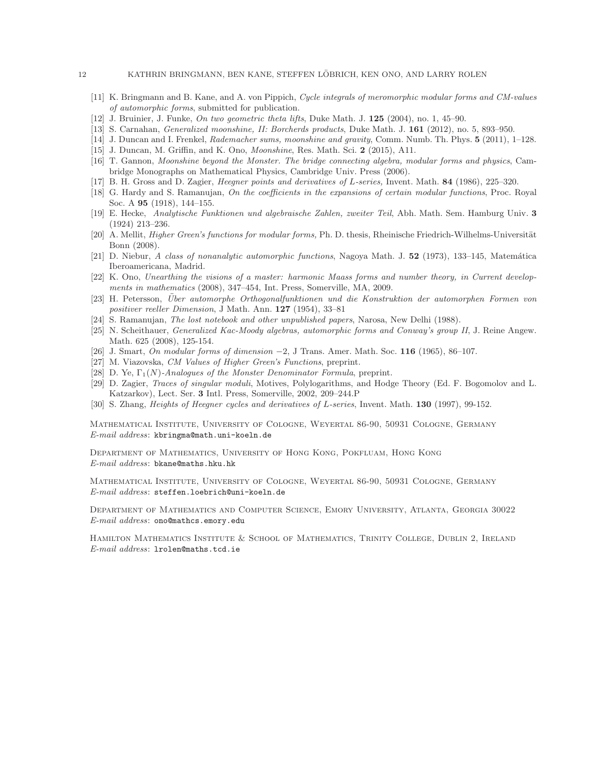[11] K. Bringmann and B. Kane, and A. von Pippich, *Cycle integrals of meromorphic modular forms and CM-values of automorphic forms*, submitted for publication.

[12] J. Bruinier, J. Funke, *On two geometric theta lifts*, Duke Math. J. **125** (2004), no. 1, 45–90.

[13] S. Carnahan, *Generalized moonshine, II: Borcherds products*, Duke Math. J. **161** (2012), no. 5, 893–950.

[14] J. Duncan and I. Frenkel, *Rademacher sums, moonshine and gravity*, Comm. Numb. Th. Phys. **5** (2011), 1–128.

[15] J. Duncan, M. Griffin, and K. Ono, *Moonshine*, Res. Math. Sci. **2** (2015), A11.

[16] T. Gannon, *Moonshine beyond the Monster. The bridge connecting algebra, modular forms and physics*, Cambridge Monographs on Mathematical Physics, Cambridge Univ. Press (2006).

[17] B. H. Gross and D. Zagier, *Heegner points and derivatives of L-series,* Invent. Math. **84** (1986), 225–320.

[18] G. Hardy and S. Ramanujan, *On the coefficients in the expansions of certain modular functions*, Proc. Royal Soc. A **95** (1918), 144–155.

[19] E. Hecke, *Analytische Funktionen und algebraische Zahlen, zweiter Teil*, Abh. Math. Sem. Hamburg Univ. **3** (1924) 213–236.

[20] A. Mellit, *Higher Green's functions for modular forms,* Ph. D. thesis, Rheinische Friedrich-Wilhelms-Universität Bonn (2008).

[21] D. Niebur, *A class of nonanalytic automorphic functions*, Nagoya Math. J. **52** (1973), 133–145, Matemática Iberoamericana, Madrid.

[22] K. Ono, *Unearthing the visions of a master: harmonic Maass forms and number theory, in Current developments in mathematics* (2008), 347–454, Int. Press, Somerville, MA, 2009.

[23] H. Petersson, *Über automorphe Orthogonalfunktionen und die Konstruktion der automorphen Formen von positiver reeller Dimension*, J Math. Ann. **127** (1954), 33–81

[24] S. Ramanujan, *The lost notebook and other unpublished papers*, Narosa, New Delhi (1988).

[25] N. Scheithauer, *Generalized Kac-Moody algebras, automorphic forms and Conway's group II*, J. Reine Angew. Math. 625 (2008), 125-154.

[26] J. Smart, *On modular forms of dimension* $-2$, J Trans. Amer. Math. Soc. **116** (1965), 86–107.

[27] M. Viazovska, *CM Values of Higher Green's Functions*, preprint.

[28] D. Ye, *$\Gamma_1(N)$-Analogues of the Monster Denominator Formula*, preprint.

[29] D. Zagier, *Traces of singular moduli*, Motives, Polylogarithms, and Hodge Theory (Ed. F. Bogomolov and L. Katzarkov), Lect. Ser. **3** Intl. Press, Somerville, 2002, 209–244.P

[30] S. Zhang, *Heights of Heegner cycles and derivatives of L-series*, Invent. Math. **130** (1997), 99-152.

Mathematical Institute, University of Cologne, Weyertal 86-90, 50931 Cologne, Germany
*E-mail address*: kbringma@math.uni-koeln.de

Department of Mathematics, University of Hong Kong, Pokfluam, Hong Kong
*E-mail address*: bkane@maths.hku.hk

Mathematical Institute, University of Cologne, Weyertal 86-90, 50931 Cologne, Germany
*E-mail address*: steffen.loebrich@uni-koeln.de

Department of Mathematics and Computer Science, Emory University, Atlanta, Georgia 30022
*E-mail address*: ono@mathcs.emory.edu

Hamilton Mathematics Institute & School of Mathematics, Trinity College, Dublin 2, Ireland
*E-mail address*: lrolen@maths.tcd.ie